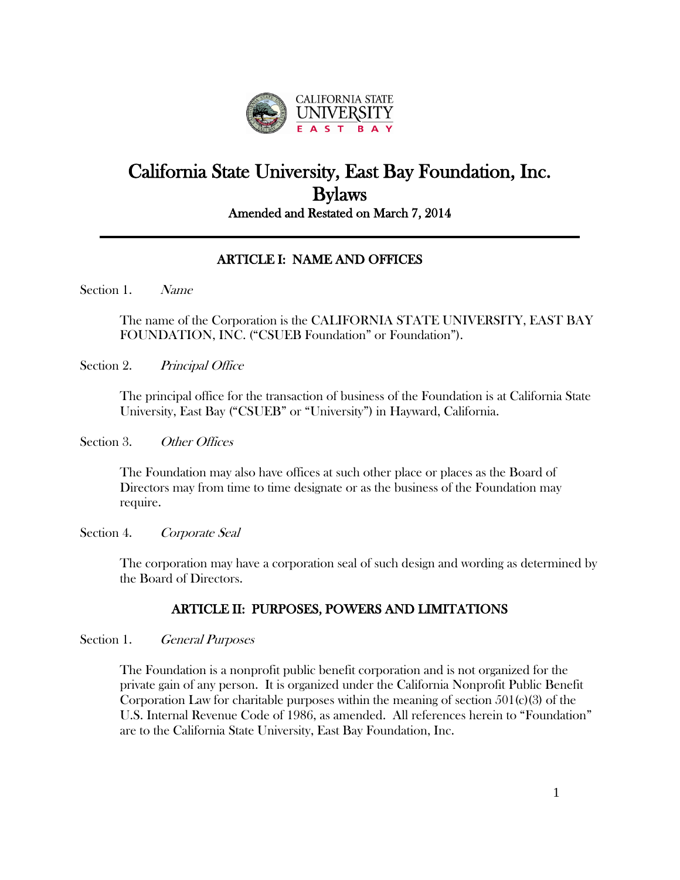# California State University, East Bay Foundation, Inc. Bylaws

Amended and Restated on March 7, 2014

---

## ARTICLE I: NAME AND OFFICES

Section 1. *Name*

The name of the Corporation is the CALIFORNIA STATE UNIVERSITY, EAST BAY FOUNDATION, INC. ("CSUEB Foundation" or Foundation").

Section 2. *Principal Office*

The principal office for the transaction of business of the Foundation is at California State University, East Bay ("CSUEB" or "University") in Hayward, California.

Section 3. *Other Offices*

The Foundation may also have offices at such other place or places as the Board of Directors may from time to time designate or as the business of the Foundation may require.

Section 4. *Corporate Seal*

The corporation may have a corporation seal of such design and wording as determined by the Board of Directors.

## ARTICLE II: PURPOSES, POWERS AND LIMITATIONS

Section 1. *General Purposes*

The Foundation is a nonprofit public benefit corporation and is not organized for the private gain of any person. It is organized under the California Nonprofit Public Benefit Corporation Law for charitable purposes within the meaning of section 501(c)(3) of the U.S. Internal Revenue Code of 1986, as amended. All references herein to "Foundation" are to the California State University, East Bay Foundation, Inc.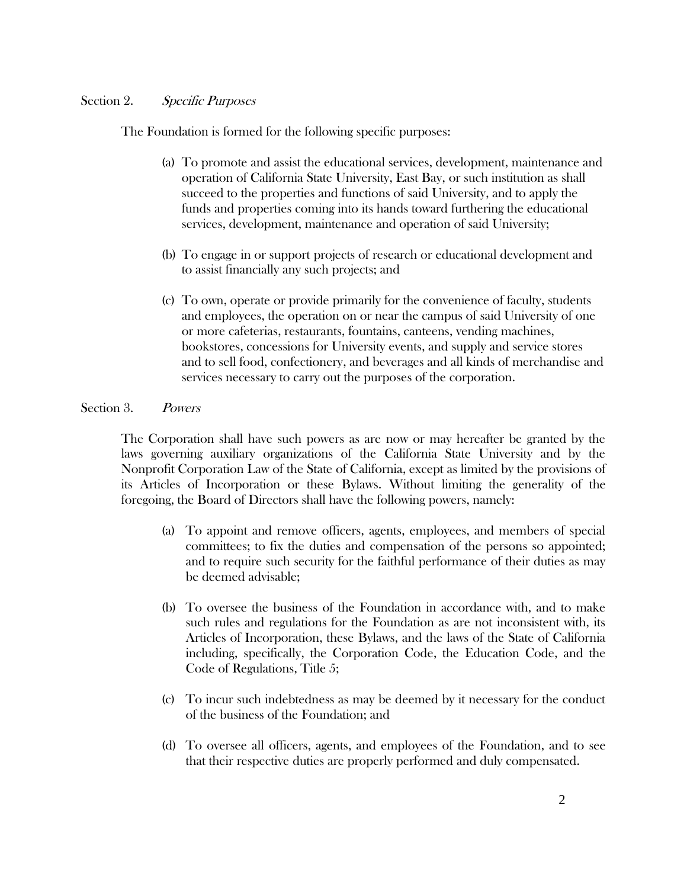### Section 2. *Specific Purposes*

The Foundation is formed for the following specific purposes:

(a) To promote and assist the educational services, development, maintenance and operation of California State University, East Bay, or such institution as shall succeed to the properties and functions of said University, and to apply the funds and properties coming into its hands toward furthering the educational services, development, maintenance and operation of said University;

(b) To engage in or support projects of research or educational development and to assist financially any such projects; and

(c) To own, operate or provide primarily for the convenience of faculty, students and employees, the operation on or near the campus of said University of one or more cafeterias, restaurants, fountains, canteens, vending machines, bookstores, concessions for University events, and supply and service stores and to sell food, confectionery, and beverages and all kinds of merchandise and services necessary to carry out the purposes of the corporation.

### Section 3. *Powers*

The Corporation shall have such powers as are now or may hereafter be granted by the laws governing auxiliary organizations of the California State University and by the Nonprofit Corporation Law of the State of California, except as limited by the provisions of its Articles of Incorporation or these Bylaws. Without limiting the generality of the foregoing, the Board of Directors shall have the following powers, namely:

(a) To appoint and remove officers, agents, employees, and members of special committees; to fix the duties and compensation of the persons so appointed; and to require such security for the faithful performance of their duties as may be deemed advisable;

(b) To oversee the business of the Foundation in accordance with, and to make such rules and regulations for the Foundation as are not inconsistent with, its Articles of Incorporation, these Bylaws, and the laws of the State of California including, specifically, the Corporation Code, the Education Code, and the Code of Regulations, Title 5;

(c) To incur such indebtedness as may be deemed by it necessary for the conduct of the business of the Foundation; and

(d) To oversee all officers, agents, and employees of the Foundation, and to see that their respective duties are properly performed and duly compensated.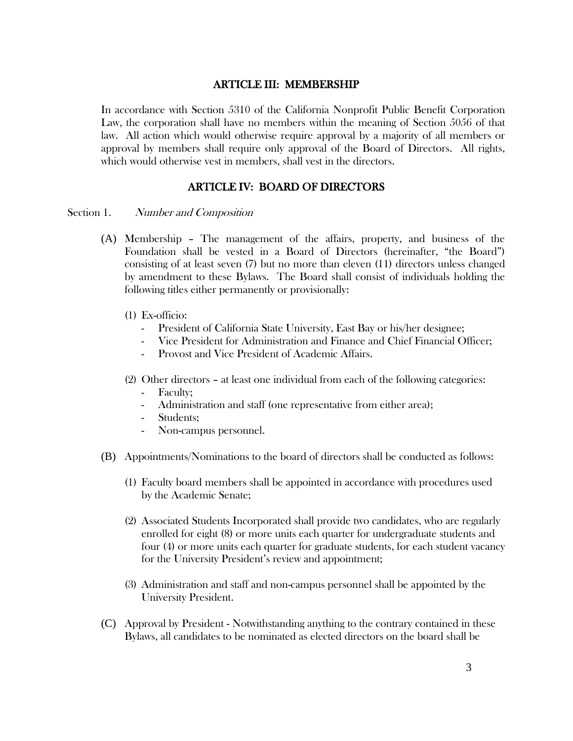## ARTICLE III: MEMBERSHIP

In accordance with Section 5310 of the California Nonprofit Public Benefit Corporation Law, the corporation shall have no members within the meaning of Section 5056 of that law. All action which would otherwise require approval by a majority of all members or approval by members shall require only approval of the Board of Directors. All rights, which would otherwise vest in members, shall vest in the directors.

## ARTICLE IV: BOARD OF DIRECTORS

Section 1. *Number and Composition*

(A) Membership – The management of the affairs, property, and business of the Foundation shall be vested in a Board of Directors (hereinafter, "the Board") consisting of at least seven (7) but no more than eleven (11) directors unless changed by amendment to these Bylaws. The Board shall consist of individuals holding the following titles either permanently or provisionally:

(1) Ex-officio:
- President of California State University, East Bay or his/her designee;
- Vice President for Administration and Finance and Chief Financial Officer;
- Provost and Vice President of Academic Affairs.

(2) Other directors – at least one individual from each of the following categories:
- Faculty;
- Administration and staff (one representative from either area);
- Students;
- Non-campus personnel.

(B) Appointments/Nominations to the board of directors shall be conducted as follows:

(1) Faculty board members shall be appointed in accordance with procedures used by the Academic Senate;

(2) Associated Students Incorporated shall provide two candidates, who are regularly enrolled for eight (8) or more units each quarter for undergraduate students and four (4) or more units each quarter for graduate students, for each student vacancy for the University President's review and appointment;

(3) Administration and staff and non-campus personnel shall be appointed by the University President.

(C) Approval by President - Notwithstanding anything to the contrary contained in these Bylaws, all candidates to be nominated as elected directors on the board shall be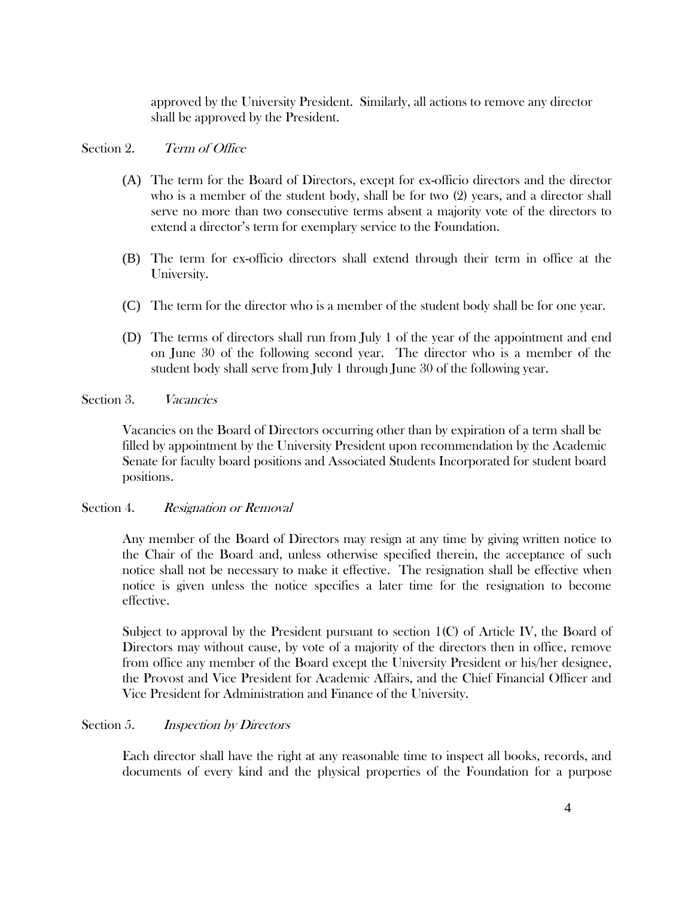approved by the University President. Similarly, all actions to remove any director shall be approved by the President.

Section 2. *Term of Office*

(A) The term for the Board of Directors, except for ex-officio directors and the director who is a member of the student body, shall be for two (2) years, and a director shall serve no more than two consecutive terms absent a majority vote of the directors to extend a director's term for exemplary service to the Foundation.

(B) The term for ex-officio directors shall extend through their term in office at the University.

(C) The term for the director who is a member of the student body shall be for one year.

(D) The terms of directors shall run from July 1 of the year of the appointment and end on June 30 of the following second year. The director who is a member of the student body shall serve from July 1 through June 30 of the following year.

Section 3. *Vacancies*

Vacancies on the Board of Directors occurring other than by expiration of a term shall be filled by appointment by the University President upon recommendation by the Academic Senate for faculty board positions and Associated Students Incorporated for student board positions.

Section 4. *Resignation or Removal*

Any member of the Board of Directors may resign at any time by giving written notice to the Chair of the Board and, unless otherwise specified therein, the acceptance of such notice shall not be necessary to make it effective. The resignation shall be effective when notice is given unless the notice specifies a later time for the resignation to become effective.

Subject to approval by the President pursuant to section 1(C) of Article IV, the Board of Directors may without cause, by vote of a majority of the directors then in office, remove from office any member of the Board except the University President or his/her designee, the Provost and Vice President for Academic Affairs, and the Chief Financial Officer and Vice President for Administration and Finance of the University.

Section 5. *Inspection by Directors*

Each director shall have the right at any reasonable time to inspect all books, records, and documents of every kind and the physical properties of the Foundation for a purpose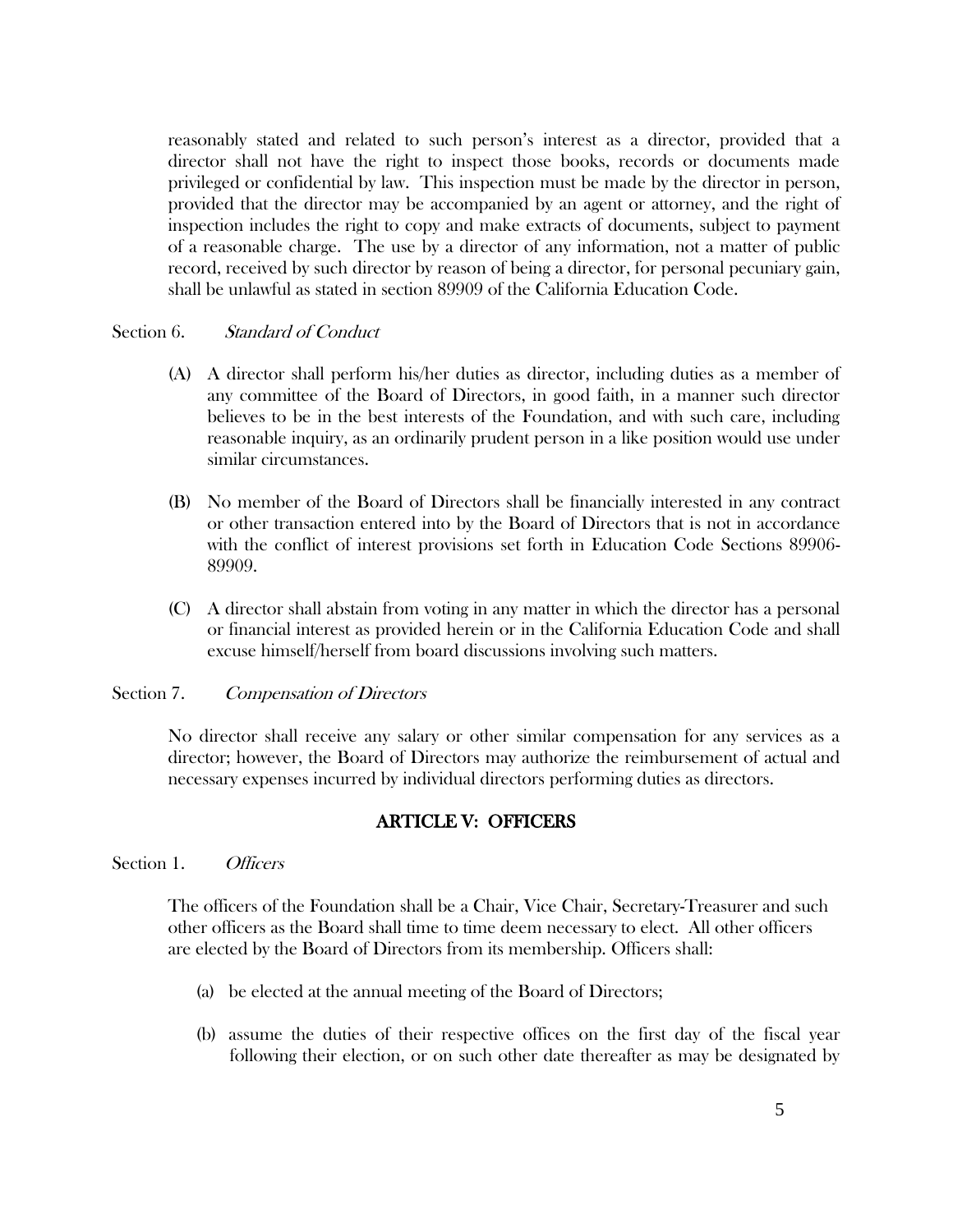reasonably stated and related to such person's interest as a director, provided that a director shall not have the right to inspect those books, records or documents made privileged or confidential by law. This inspection must be made by the director in person, provided that the director may be accompanied by an agent or attorney, and the right of inspection includes the right to copy and make extracts of documents, subject to payment of a reasonable charge. The use by a director of any information, not a matter of public record, received by such director by reason of being a director, for personal pecuniary gain, shall be unlawful as stated in section 89909 of the California Education Code.

Section 6. *Standard of Conduct*

(A) A director shall perform his/her duties as director, including duties as a member of any committee of the Board of Directors, in good faith, in a manner such director believes to be in the best interests of the Foundation, and with such care, including reasonable inquiry, as an ordinarily prudent person in a like position would use under similar circumstances.

(B) No member of the Board of Directors shall be financially interested in any contract or other transaction entered into by the Board of Directors that is not in accordance with the conflict of interest provisions set forth in Education Code Sections 89906-89909.

(C) A director shall abstain from voting in any matter in which the director has a personal or financial interest as provided herein or in the California Education Code and shall excuse himself/herself from board discussions involving such matters.

Section 7. *Compensation of Directors*

No director shall receive any salary or other similar compensation for any services as a director; however, the Board of Directors may authorize the reimbursement of actual and necessary expenses incurred by individual directors performing duties as directors.

## ARTICLE V: OFFICERS

Section 1. *Officers*

The officers of the Foundation shall be a Chair, Vice Chair, Secretary-Treasurer and such other officers as the Board shall time to time deem necessary to elect. All other officers are elected by the Board of Directors from its membership. Officers shall:

(a) be elected at the annual meeting of the Board of Directors;

(b) assume the duties of their respective offices on the first day of the fiscal year following their election, or on such other date thereafter as may be designated by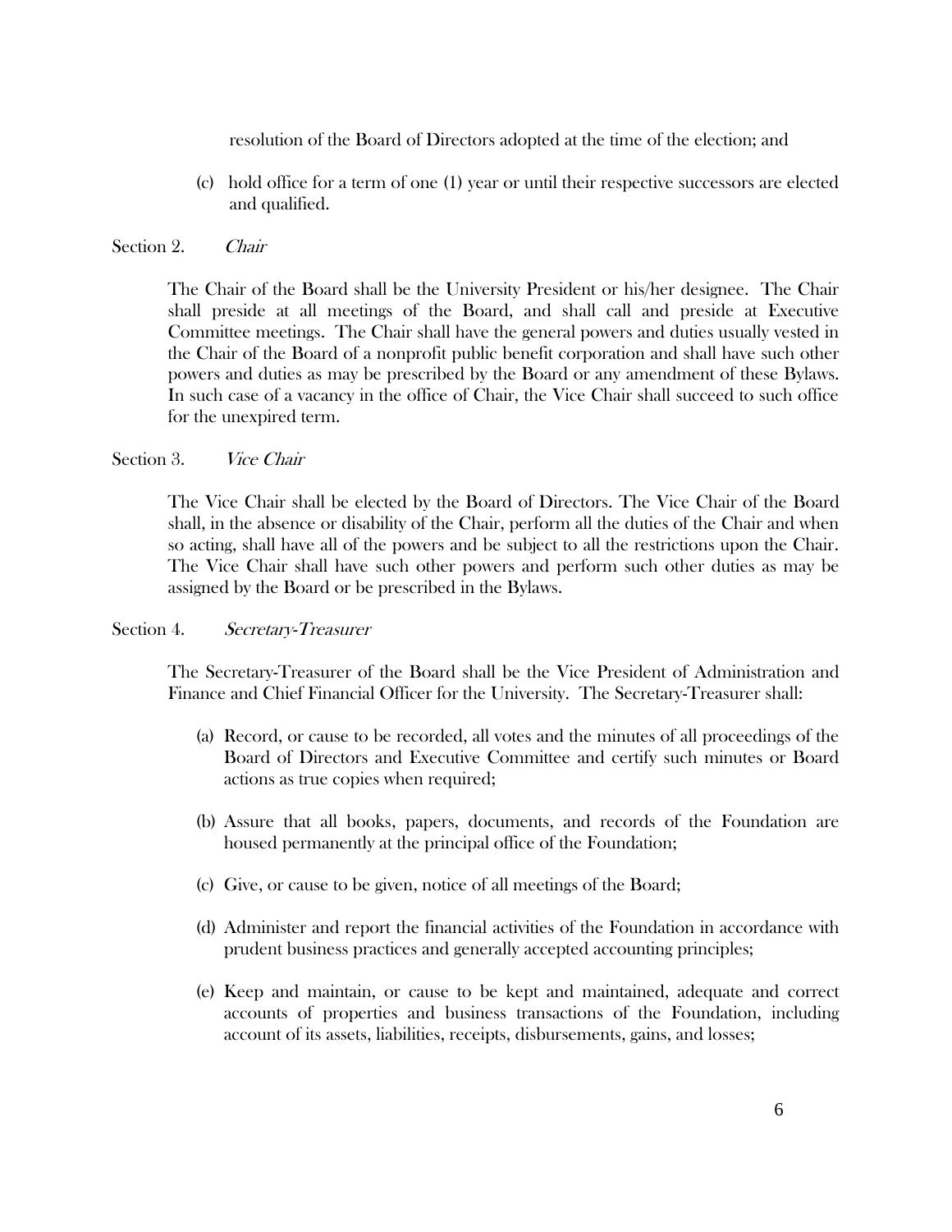resolution of the Board of Directors adopted at the time of the election; and

(c) hold office for a term of one (1) year or until their respective successors are elected and qualified.

### Section 2. *Chair*

The Chair of the Board shall be the University President or his/her designee. The Chair shall preside at all meetings of the Board, and shall call and preside at Executive Committee meetings. The Chair shall have the general powers and duties usually vested in the Chair of the Board of a nonprofit public benefit corporation and shall have such other powers and duties as may be prescribed by the Board or any amendment of these Bylaws. In such case of a vacancy in the office of Chair, the Vice Chair shall succeed to such office for the unexpired term.

### Section 3. *Vice Chair*

The Vice Chair shall be elected by the Board of Directors. The Vice Chair of the Board shall, in the absence or disability of the Chair, perform all the duties of the Chair and when so acting, shall have all of the powers and be subject to all the restrictions upon the Chair. The Vice Chair shall have such other powers and perform such other duties as may be assigned by the Board or be prescribed in the Bylaws.

### Section 4. *Secretary-Treasurer*

The Secretary-Treasurer of the Board shall be the Vice President of Administration and Finance and Chief Financial Officer for the University. The Secretary-Treasurer shall:

(a) Record, or cause to be recorded, all votes and the minutes of all proceedings of the Board of Directors and Executive Committee and certify such minutes or Board actions as true copies when required;

(b) Assure that all books, papers, documents, and records of the Foundation are housed permanently at the principal office of the Foundation;

(c) Give, or cause to be given, notice of all meetings of the Board;

(d) Administer and report the financial activities of the Foundation in accordance with prudent business practices and generally accepted accounting principles;

(e) Keep and maintain, or cause to be kept and maintained, adequate and correct accounts of properties and business transactions of the Foundation, including account of its assets, liabilities, receipts, disbursements, gains, and losses;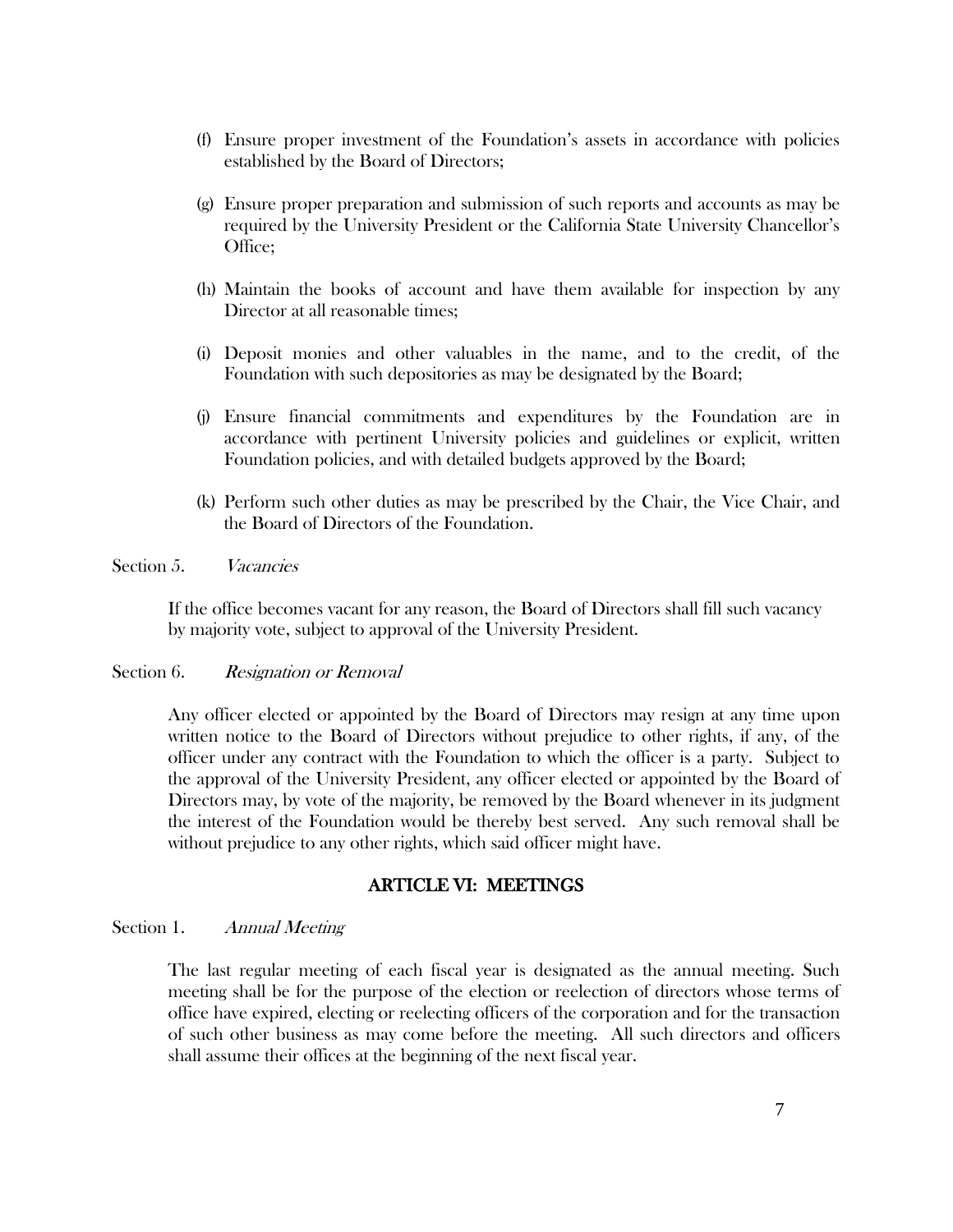(f) Ensure proper investment of the Foundation's assets in accordance with policies established by the Board of Directors;

(g) Ensure proper preparation and submission of such reports and accounts as may be required by the University President or the California State University Chancellor's Office;

(h) Maintain the books of account and have them available for inspection by any Director at all reasonable times;

(i) Deposit monies and other valuables in the name, and to the credit, of the Foundation with such depositories as may be designated by the Board;

(j) Ensure financial commitments and expenditures by the Foundation are in accordance with pertinent University policies and guidelines or explicit, written Foundation policies, and with detailed budgets approved by the Board;

(k) Perform such other duties as may be prescribed by the Chair, the Vice Chair, and the Board of Directors of the Foundation.

Section 5. *Vacancies*

If the office becomes vacant for any reason, the Board of Directors shall fill such vacancy by majority vote, subject to approval of the University President.

Section 6. *Resignation or Removal*

Any officer elected or appointed by the Board of Directors may resign at any time upon written notice to the Board of Directors without prejudice to other rights, if any, of the officer under any contract with the Foundation to which the officer is a party. Subject to the approval of the University President, any officer elected or appointed by the Board of Directors may, by vote of the majority, be removed by the Board whenever in its judgment the interest of the Foundation would be thereby best served. Any such removal shall be without prejudice to any other rights, which said officer might have.

## ARTICLE VI: MEETINGS

Section 1. *Annual Meeting*

The last regular meeting of each fiscal year is designated as the annual meeting. Such meeting shall be for the purpose of the election or reelection of directors whose terms of office have expired, electing or reelecting officers of the corporation and for the transaction of such other business as may come before the meeting. All such directors and officers shall assume their offices at the beginning of the next fiscal year.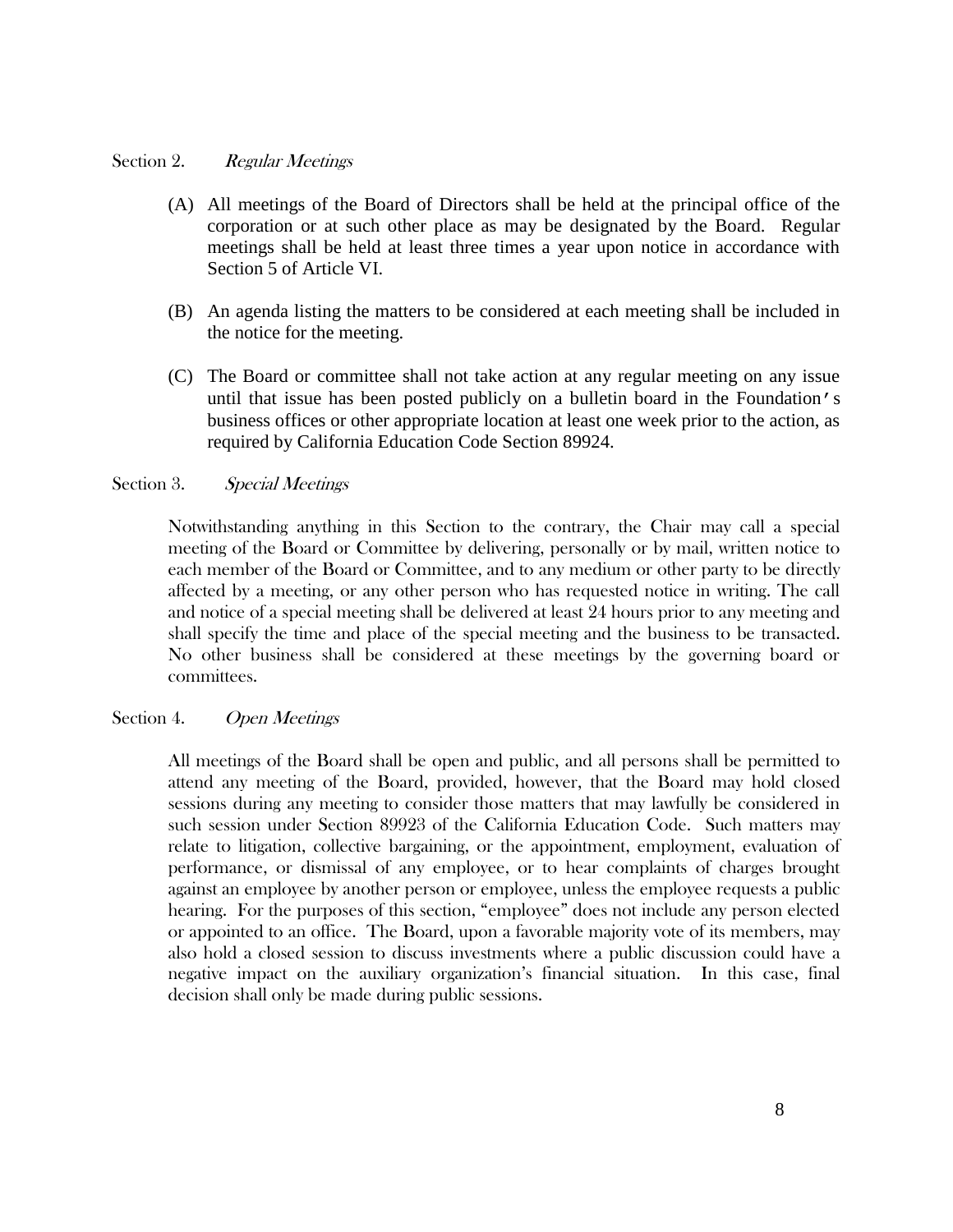Section 2. *Regular Meetings*

(A) All meetings of the Board of Directors shall be held at the principal office of the corporation or at such other place as may be designated by the Board. Regular meetings shall be held at least three times a year upon notice in accordance with Section 5 of Article VI.

(B) An agenda listing the matters to be considered at each meeting shall be included in the notice for the meeting.

(C) The Board or committee shall not take action at any regular meeting on any issue until that issue has been posted publicly on a bulletin board in the Foundation's business offices or other appropriate location at least one week prior to the action, as required by California Education Code Section 89924.

Section 3. *Special Meetings*

Notwithstanding anything in this Section to the contrary, the Chair may call a special meeting of the Board or Committee by delivering, personally or by mail, written notice to each member of the Board or Committee, and to any medium or other party to be directly affected by a meeting, or any other person who has requested notice in writing. The call and notice of a special meeting shall be delivered at least 24 hours prior to any meeting and shall specify the time and place of the special meeting and the business to be transacted. No other business shall be considered at these meetings by the governing board or committees.

Section 4. *Open Meetings*

All meetings of the Board shall be open and public, and all persons shall be permitted to attend any meeting of the Board, provided, however, that the Board may hold closed sessions during any meeting to consider those matters that may lawfully be considered in such session under Section 89923 of the California Education Code. Such matters may relate to litigation, collective bargaining, or the appointment, employment, evaluation of performance, or dismissal of any employee, or to hear complaints of charges brought against an employee by another person or employee, unless the employee requests a public hearing. For the purposes of this section, "employee" does not include any person elected or appointed to an office. The Board, upon a favorable majority vote of its members, may also hold a closed session to discuss investments where a public discussion could have a negative impact on the auxiliary organization's financial situation. In this case, final decision shall only be made during public sessions.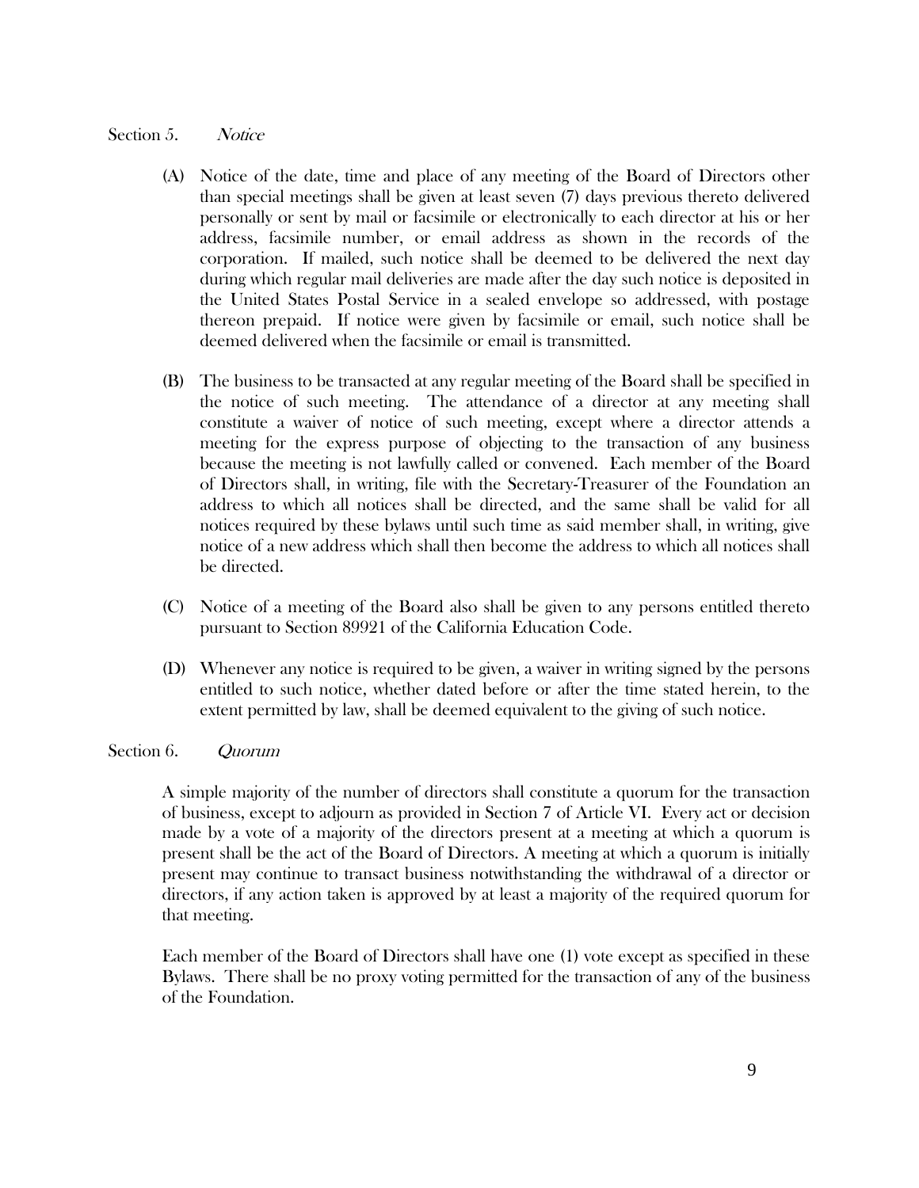Section 5. *Notice*

(A) Notice of the date, time and place of any meeting of the Board of Directors other than special meetings shall be given at least seven (7) days previous thereto delivered personally or sent by mail or facsimile or electronically to each director at his or her address, facsimile number, or email address as shown in the records of the corporation. If mailed, such notice shall be deemed to be delivered the next day during which regular mail deliveries are made after the day such notice is deposited in the United States Postal Service in a sealed envelope so addressed, with postage thereon prepaid. If notice were given by facsimile or email, such notice shall be deemed delivered when the facsimile or email is transmitted.

(B) The business to be transacted at any regular meeting of the Board shall be specified in the notice of such meeting. The attendance of a director at any meeting shall constitute a waiver of notice of such meeting, except where a director attends a meeting for the express purpose of objecting to the transaction of any business because the meeting is not lawfully called or convened. Each member of the Board of Directors shall, in writing, file with the Secretary-Treasurer of the Foundation an address to which all notices shall be directed, and the same shall be valid for all notices required by these bylaws until such time as said member shall, in writing, give notice of a new address which shall then become the address to which all notices shall be directed.

(C) Notice of a meeting of the Board also shall be given to any persons entitled thereto pursuant to Section 89921 of the California Education Code.

(D) Whenever any notice is required to be given, a waiver in writing signed by the persons entitled to such notice, whether dated before or after the time stated herein, to the extent permitted by law, shall be deemed equivalent to the giving of such notice.

Section 6. *Quorum*

A simple majority of the number of directors shall constitute a quorum for the transaction of business, except to adjourn as provided in Section 7 of Article VI. Every act or decision made by a vote of a majority of the directors present at a meeting at which a quorum is present shall be the act of the Board of Directors. A meeting at which a quorum is initially present may continue to transact business notwithstanding the withdrawal of a director or directors, if any action taken is approved by at least a majority of the required quorum for that meeting.

Each member of the Board of Directors shall have one (1) vote except as specified in these Bylaws. There shall be no proxy voting permitted for the transaction of any of the business of the Foundation.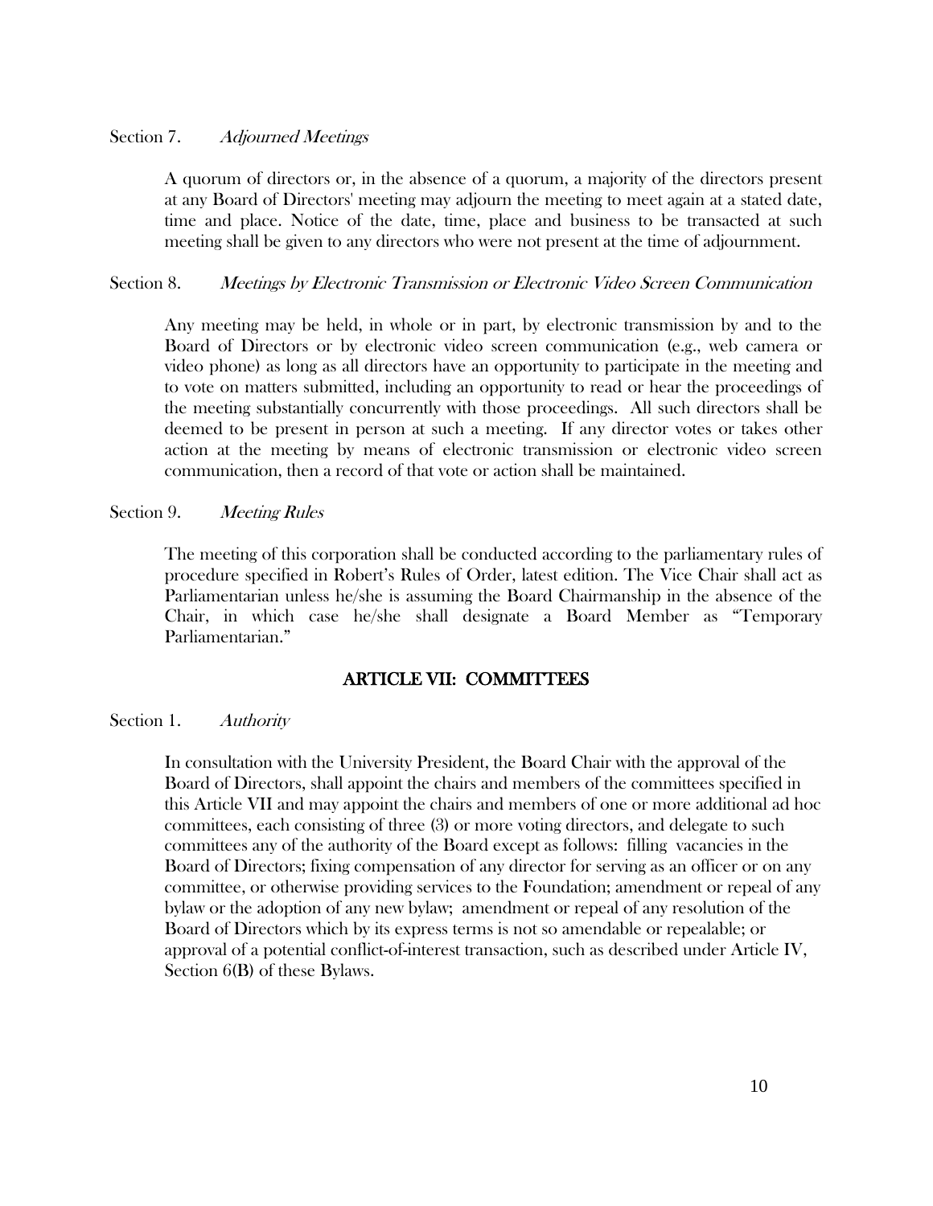Section 7. *Adjourned Meetings*

A quorum of directors or, in the absence of a quorum, a majority of the directors present at any Board of Directors' meeting may adjourn the meeting to meet again at a stated date, time and place. Notice of the date, time, place and business to be transacted at such meeting shall be given to any directors who were not present at the time of adjournment.

Section 8. *Meetings by Electronic Transmission or Electronic Video Screen Communication*

Any meeting may be held, in whole or in part, by electronic transmission by and to the Board of Directors or by electronic video screen communication (e.g., web camera or video phone) as long as all directors have an opportunity to participate in the meeting and to vote on matters submitted, including an opportunity to read or hear the proceedings of the meeting substantially concurrently with those proceedings. All such directors shall be deemed to be present in person at such a meeting. If any director votes or takes other action at the meeting by means of electronic transmission or electronic video screen communication, then a record of that vote or action shall be maintained.

Section 9. *Meeting Rules*

The meeting of this corporation shall be conducted according to the parliamentary rules of procedure specified in Robert's Rules of Order, latest edition. The Vice Chair shall act as Parliamentarian unless he/she is assuming the Board Chairmanship in the absence of the Chair, in which case he/she shall designate a Board Member as "Temporary Parliamentarian."

## ARTICLE VII: COMMITTEES

Section 1. *Authority*

In consultation with the University President, the Board Chair with the approval of the Board of Directors, shall appoint the chairs and members of the committees specified in this Article VII and may appoint the chairs and members of one or more additional ad hoc committees, each consisting of three (3) or more voting directors, and delegate to such committees any of the authority of the Board except as follows: filling vacancies in the Board of Directors; fixing compensation of any director for serving as an officer or on any committee, or otherwise providing services to the Foundation; amendment or repeal of any bylaw or the adoption of any new bylaw; amendment or repeal of any resolution of the Board of Directors which by its express terms is not so amendable or repealable; or approval of a potential conflict-of-interest transaction, such as described under Article IV, Section 6(B) of these Bylaws.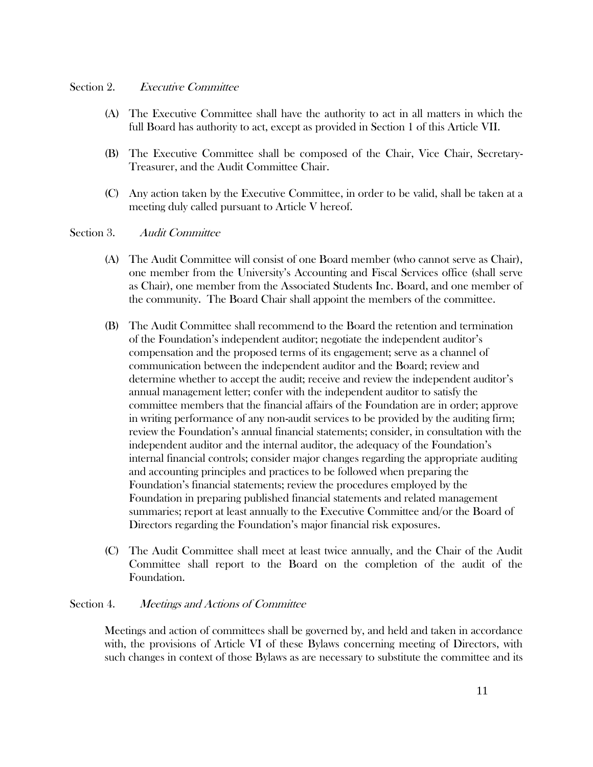Section 2. *Executive Committee*

(A) The Executive Committee shall have the authority to act in all matters in which the full Board has authority to act, except as provided in Section 1 of this Article VII.

(B) The Executive Committee shall be composed of the Chair, Vice Chair, Secretary-Treasurer, and the Audit Committee Chair.

(C) Any action taken by the Executive Committee, in order to be valid, shall be taken at a meeting duly called pursuant to Article V hereof.

Section 3. *Audit Committee*

(A) The Audit Committee will consist of one Board member (who cannot serve as Chair), one member from the University's Accounting and Fiscal Services office (shall serve as Chair), one member from the Associated Students Inc. Board, and one member of the community. The Board Chair shall appoint the members of the committee.

(B) The Audit Committee shall recommend to the Board the retention and termination of the Foundation's independent auditor; negotiate the independent auditor's compensation and the proposed terms of its engagement; serve as a channel of communication between the independent auditor and the Board; review and determine whether to accept the audit; receive and review the independent auditor's annual management letter; confer with the independent auditor to satisfy the committee members that the financial affairs of the Foundation are in order; approve in writing performance of any non-audit services to be provided by the auditing firm; review the Foundation's annual financial statements; consider, in consultation with the independent auditor and the internal auditor, the adequacy of the Foundation's internal financial controls; consider major changes regarding the appropriate auditing and accounting principles and practices to be followed when preparing the Foundation's financial statements; review the procedures employed by the Foundation in preparing published financial statements and related management summaries; report at least annually to the Executive Committee and/or the Board of Directors regarding the Foundation's major financial risk exposures.

(C) The Audit Committee shall meet at least twice annually, and the Chair of the Audit Committee shall report to the Board on the completion of the audit of the Foundation.

Section 4. *Meetings and Actions of Committee*

Meetings and action of committees shall be governed by, and held and taken in accordance with, the provisions of Article VI of these Bylaws concerning meeting of Directors, with such changes in context of those Bylaws as are necessary to substitute the committee and its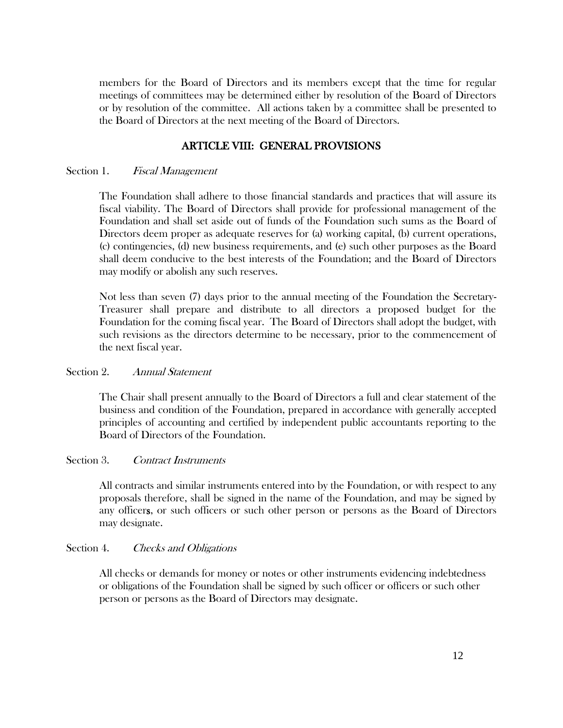members for the Board of Directors and its members except that the time for regular meetings of committees may be determined either by resolution of the Board of Directors or by resolution of the committee. All actions taken by a committee shall be presented to the Board of Directors at the next meeting of the Board of Directors.

## ARTICLE VIII: GENERAL PROVISIONS

Section 1. *Fiscal Management*

The Foundation shall adhere to those financial standards and practices that will assure its fiscal viability. The Board of Directors shall provide for professional management of the Foundation and shall set aside out of funds of the Foundation such sums as the Board of Directors deem proper as adequate reserves for (a) working capital, (b) current operations, (c) contingencies, (d) new business requirements, and (e) such other purposes as the Board shall deem conducive to the best interests of the Foundation; and the Board of Directors may modify or abolish any such reserves.

Not less than seven (7) days prior to the annual meeting of the Foundation the Secretary-Treasurer shall prepare and distribute to all directors a proposed budget for the Foundation for the coming fiscal year. The Board of Directors shall adopt the budget, with such revisions as the directors determine to be necessary, prior to the commencement of the next fiscal year.

Section 2. *Annual Statement*

The Chair shall present annually to the Board of Directors a full and clear statement of the business and condition of the Foundation, prepared in accordance with generally accepted principles of accounting and certified by independent public accountants reporting to the Board of Directors of the Foundation.

Section 3. *Contract Instruments*

All contracts and similar instruments entered into by the Foundation, or with respect to any proposals therefore, shall be signed in the name of the Foundation, and may be signed by any officer**s**, or such officers or such other person or persons as the Board of Directors may designate.

Section 4. *Checks and Obligations*

All checks or demands for money or notes or other instruments evidencing indebtedness or obligations of the Foundation shall be signed by such officer or officers or such other person or persons as the Board of Directors may designate.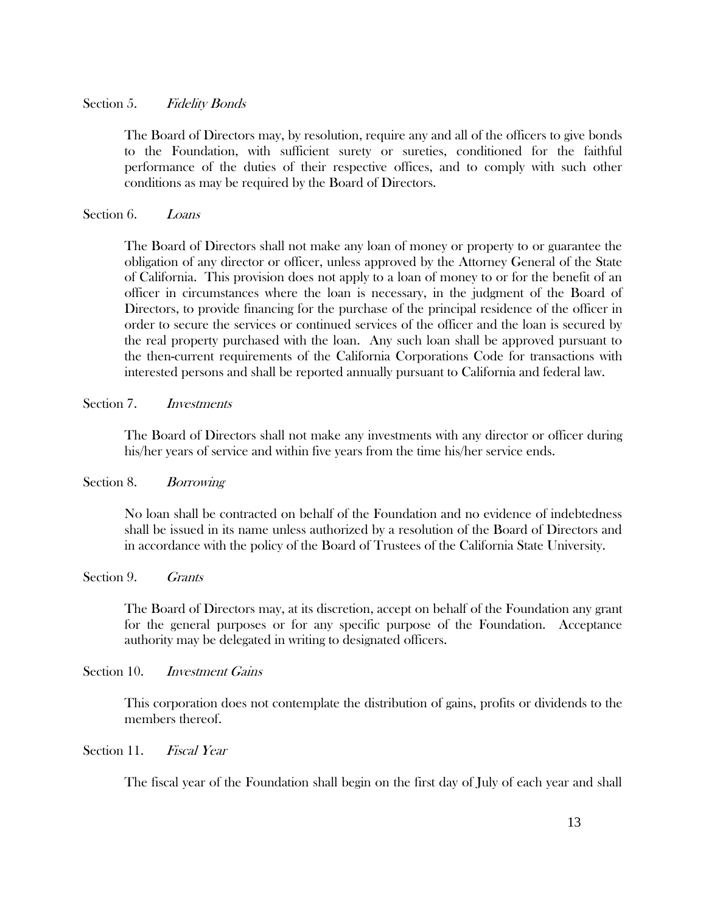Section 5. *Fidelity Bonds*

The Board of Directors may, by resolution, require any and all of the officers to give bonds to the Foundation, with sufficient surety or sureties, conditioned for the faithful performance of the duties of their respective offices, and to comply with such other conditions as may be required by the Board of Directors.

Section 6. *Loans*

The Board of Directors shall not make any loan of money or property to or guarantee the obligation of any director or officer, unless approved by the Attorney General of the State of California. This provision does not apply to a loan of money to or for the benefit of an officer in circumstances where the loan is necessary, in the judgment of the Board of Directors, to provide financing for the purchase of the principal residence of the officer in order to secure the services or continued services of the officer and the loan is secured by the real property purchased with the loan. Any such loan shall be approved pursuant to the then-current requirements of the California Corporations Code for transactions with interested persons and shall be reported annually pursuant to California and federal law.

Section 7. *Investments*

The Board of Directors shall not make any investments with any director or officer during his/her years of service and within five years from the time his/her service ends.

Section 8. *Borrowing*

No loan shall be contracted on behalf of the Foundation and no evidence of indebtedness shall be issued in its name unless authorized by a resolution of the Board of Directors and in accordance with the policy of the Board of Trustees of the California State University.

Section 9. *Grants*

The Board of Directors may, at its discretion, accept on behalf of the Foundation any grant for the general purposes or for any specific purpose of the Foundation. Acceptance authority may be delegated in writing to designated officers.

Section 10. *Investment Gains*

This corporation does not contemplate the distribution of gains, profits or dividends to the members thereof.

Section 11. *Fiscal Year*

The fiscal year of the Foundation shall begin on the first day of July of each year and shall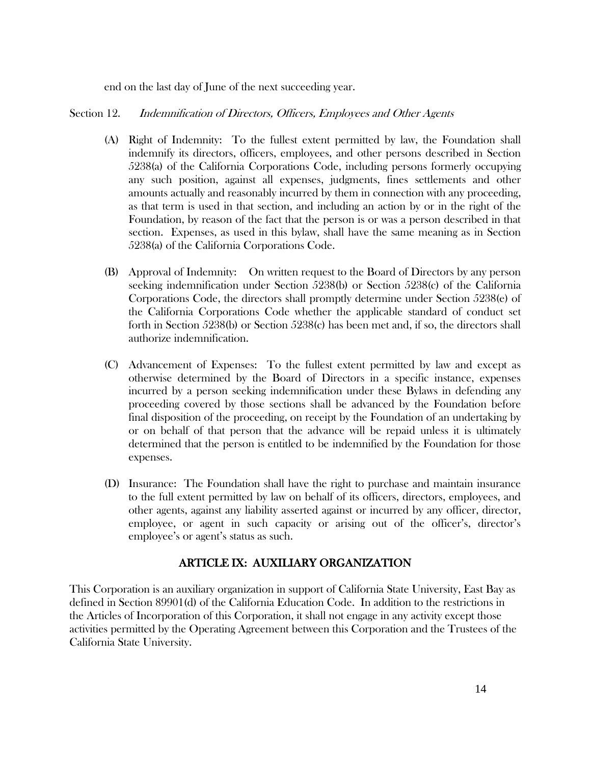end on the last day of June of the next succeeding year.

Section 12. *Indemnification of Directors, Officers, Employees and Other Agents*

(A) Right of Indemnity: To the fullest extent permitted by law, the Foundation shall indemnify its directors, officers, employees, and other persons described in Section 5238(a) of the California Corporations Code, including persons formerly occupying any such position, against all expenses, judgments, fines settlements and other amounts actually and reasonably incurred by them in connection with any proceeding, as that term is used in that section, and including an action by or in the right of the Foundation, by reason of the fact that the person is or was a person described in that section. Expenses, as used in this bylaw, shall have the same meaning as in Section 5238(a) of the California Corporations Code.

(B) Approval of Indemnity: On written request to the Board of Directors by any person seeking indemnification under Section 5238(b) or Section 5238(c) of the California Corporations Code, the directors shall promptly determine under Section 5238(e) of the California Corporations Code whether the applicable standard of conduct set forth in Section 5238(b) or Section 5238(c) has been met and, if so, the directors shall authorize indemnification.

(C) Advancement of Expenses: To the fullest extent permitted by law and except as otherwise determined by the Board of Directors in a specific instance, expenses incurred by a person seeking indemnification under these Bylaws in defending any proceeding covered by those sections shall be advanced by the Foundation before final disposition of the proceeding, on receipt by the Foundation of an undertaking by or on behalf of that person that the advance will be repaid unless it is ultimately determined that the person is entitled to be indemnified by the Foundation for those expenses.

(D) Insurance: The Foundation shall have the right to purchase and maintain insurance to the full extent permitted by law on behalf of its officers, directors, employees, and other agents, against any liability asserted against or incurred by any officer, director, employee, or agent in such capacity or arising out of the officer's, director's employee's or agent's status as such.

## ARTICLE IX: AUXILIARY ORGANIZATION

This Corporation is an auxiliary organization in support of California State University, East Bay as defined in Section 89901(d) of the California Education Code. In addition to the restrictions in the Articles of Incorporation of this Corporation, it shall not engage in any activity except those activities permitted by the Operating Agreement between this Corporation and the Trustees of the California State University.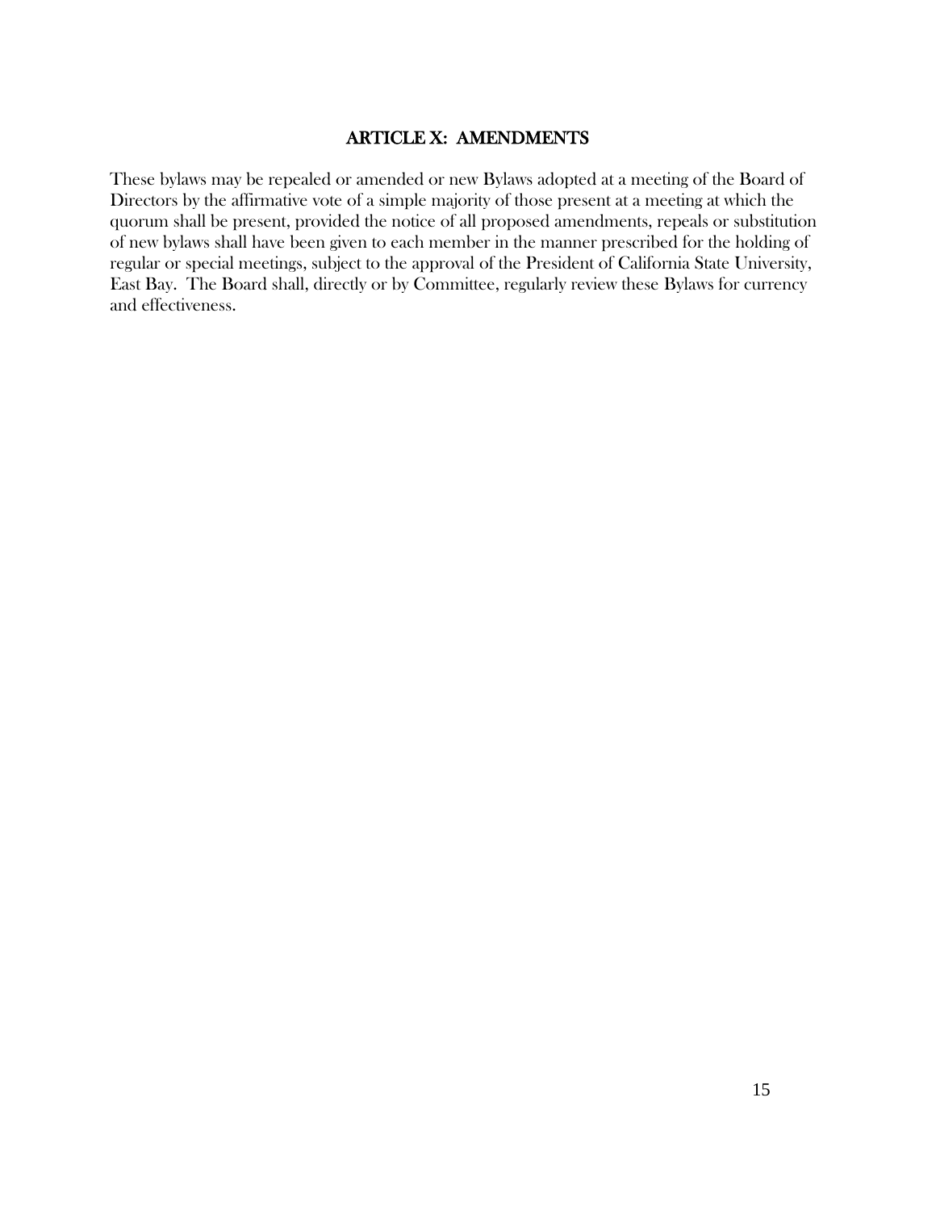## ARTICLE X: AMENDMENTS

These bylaws may be repealed or amended or new Bylaws adopted at a meeting of the Board of Directors by the affirmative vote of a simple majority of those present at a meeting at which the quorum shall be present, provided the notice of all proposed amendments, repeals or substitution of new bylaws shall have been given to each member in the manner prescribed for the holding of regular or special meetings, subject to the approval of the President of California State University, East Bay. The Board shall, directly or by Committee, regularly review these Bylaws for currency and effectiveness.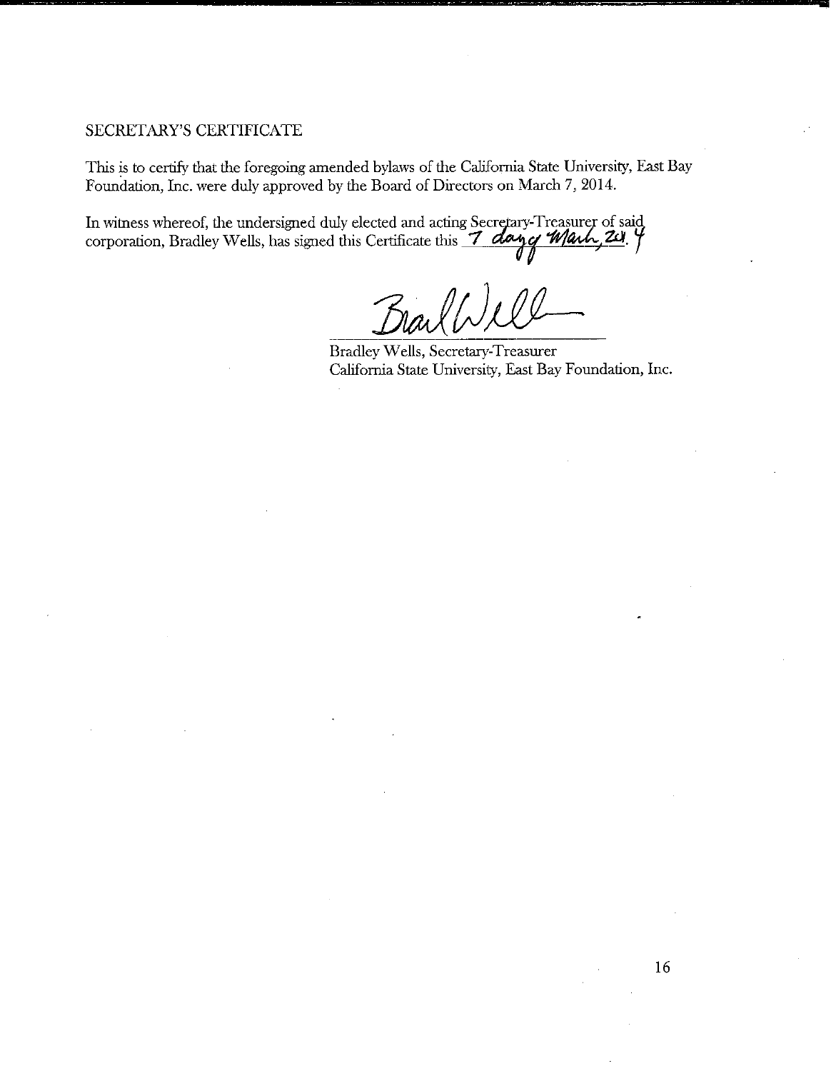SECRETARY'S CERTIFICATE

This is to certify that the foregoing amended bylaws of the California State University, East Bay Foundation, Inc. were duly approved by the Board of Directors on March 7, 2014.

In witness whereof, the undersigned duly elected and acting Secretary-Treasurer of said corporation, Bradley Wells, has signed this Certificate this 7 day of March, 2014.

Bradley Wells, Secretary-Treasurer
California State University, East Bay Foundation, Inc.